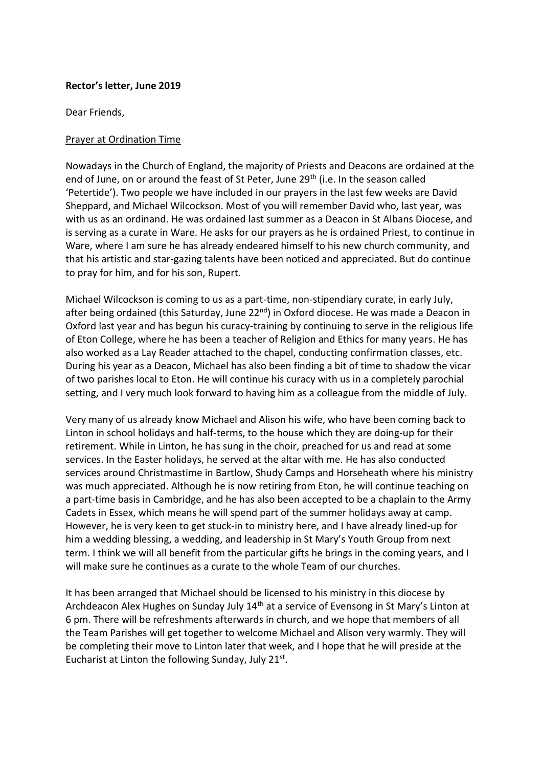**Rector's letter, June 2019**

Dear Friends,

Prayer at Ordination Time

Nowadays in the Church of England, the majority of Priests and Deacons are ordained at the end of June, on or around the feast of St Peter, June 29th (i.e. In the season called 'Petertide'). Two people we have included in our prayers in the last few weeks are David Sheppard, and Michael Wilcockson. Most of you will remember David who, last year, was with us as an ordinand. He was ordained last summer as a Deacon in St Albans Diocese, and is serving as a curate in Ware. He asks for our prayers as he is ordained Priest, to continue in Ware, where I am sure he has already endeared himself to his new church community, and that his artistic and star-gazing talents have been noticed and appreciated. But do continue to pray for him, and for his son, Rupert.

Michael Wilcockson is coming to us as a part-time, non-stipendiary curate, in early July, after being ordained (this Saturday, June 22nd) in Oxford diocese. He was made a Deacon in Oxford last year and has begun his curacy-training by continuing to serve in the religious life of Eton College, where he has been a teacher of Religion and Ethics for many years. He has also worked as a Lay Reader attached to the chapel, conducting confirmation classes, etc. During his year as a Deacon, Michael has also been finding a bit of time to shadow the vicar of two parishes local to Eton. He will continue his curacy with us in a completely parochial setting, and I very much look forward to having him as a colleague from the middle of July.

Very many of us already know Michael and Alison his wife, who have been coming back to Linton in school holidays and half-terms, to the house which they are doing-up for their retirement. While in Linton, he has sung in the choir, preached for us and read at some services. In the Easter holidays, he served at the altar with me. He has also conducted services around Christmastime in Bartlow, Shudy Camps and Horseheath where his ministry was much appreciated. Although he is now retiring from Eton, he will continue teaching on a part-time basis in Cambridge, and he has also been accepted to be a chaplain to the Army Cadets in Essex, which means he will spend part of the summer holidays away at camp. However, he is very keen to get stuck-in to ministry here, and I have already lined-up for him a wedding blessing, a wedding, and leadership in St Mary's Youth Group from next term. I think we will all benefit from the particular gifts he brings in the coming years, and I will make sure he continues as a curate to the whole Team of our churches.

It has been arranged that Michael should be licensed to his ministry in this diocese by Archdeacon Alex Hughes on Sunday July 14th at a service of Evensong in St Mary's Linton at 6 pm. There will be refreshments afterwards in church, and we hope that members of all the Team Parishes will get together to welcome Michael and Alison very warmly. They will be completing their move to Linton later that week, and I hope that he will preside at the Eucharist at Linton the following Sunday, July 21st.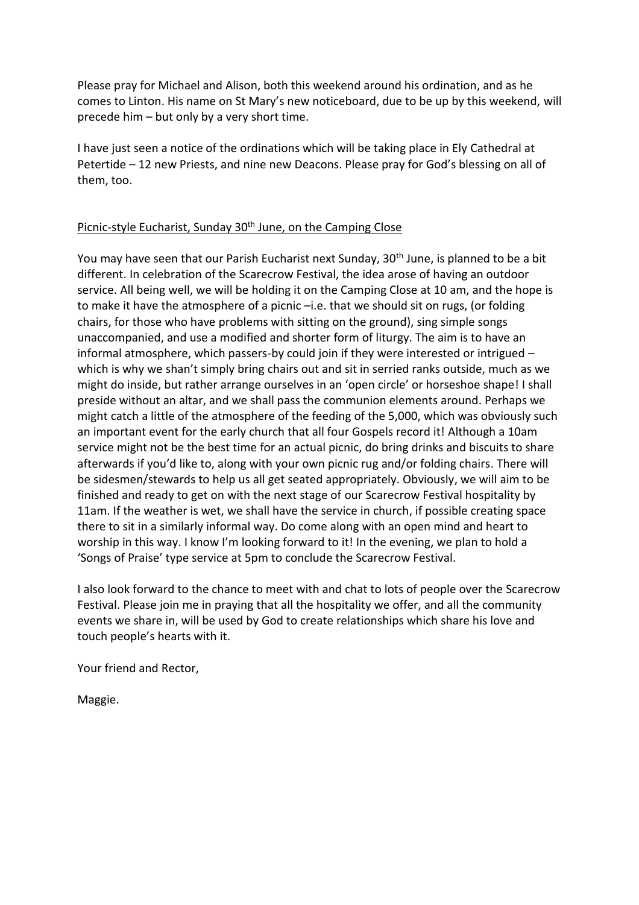Please pray for Michael and Alison, both this weekend around his ordination, and as he comes to Linton. His name on St Mary's new noticeboard, due to be up by this weekend, will precede him – but only by a very short time.

I have just seen a notice of the ordinations which will be taking place in Ely Cathedral at Petertide – 12 new Priests, and nine new Deacons. Please pray for God's blessing on all of them, too.

<u>Picnic-style Eucharist, Sunday 30th June, on the Camping Close</u>

You may have seen that our Parish Eucharist next Sunday, 30th June, is planned to be a bit different. In celebration of the Scarecrow Festival, the idea arose of having an outdoor service. All being well, we will be holding it on the Camping Close at 10 am, and the hope is to make it have the atmosphere of a picnic –i.e. that we should sit on rugs, (or folding chairs, for those who have problems with sitting on the ground), sing simple songs unaccompanied, and use a modified and shorter form of liturgy. The aim is to have an informal atmosphere, which passers-by could join if they were interested or intrigued – which is why we shan't simply bring chairs out and sit in serried ranks outside, much as we might do inside, but rather arrange ourselves in an 'open circle' or horseshoe shape! I shall preside without an altar, and we shall pass the communion elements around. Perhaps we might catch a little of the atmosphere of the feeding of the 5,000, which was obviously such an important event for the early church that all four Gospels record it! Although a 10am service might not be the best time for an actual picnic, do bring drinks and biscuits to share afterwards if you'd like to, along with your own picnic rug and/or folding chairs. There will be sidesmen/stewards to help us all get seated appropriately. Obviously, we will aim to be finished and ready to get on with the next stage of our Scarecrow Festival hospitality by 11am. If the weather is wet, we shall have the service in church, if possible creating space there to sit in a similarly informal way. Do come along with an open mind and heart to worship in this way. I know I'm looking forward to it! In the evening, we plan to hold a 'Songs of Praise' type service at 5pm to conclude the Scarecrow Festival.

I also look forward to the chance to meet with and chat to lots of people over the Scarecrow Festival. Please join me in praying that all the hospitality we offer, and all the community events we share in, will be used by God to create relationships which share his love and touch people's hearts with it.

Your friend and Rector,

Maggie.